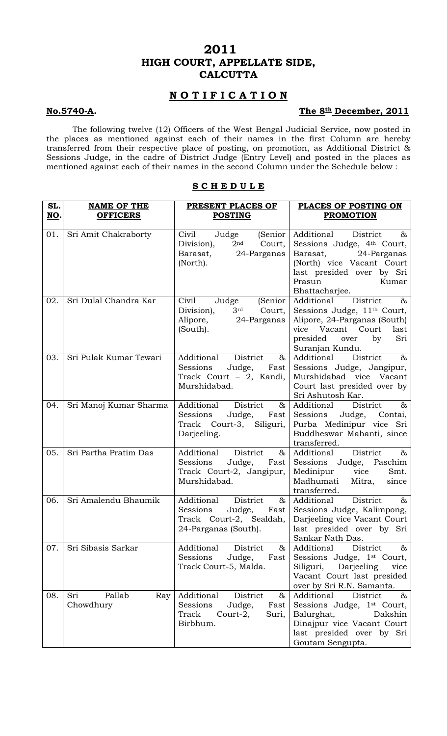# 2011
# HIGH COURT, APPELLATE SIDE, CALCUTTA

## N O T I F I C A T I O N

**No.5740-A.** **The 8th December, 2011**

The following twelve (12) Officers of the West Bengal Judicial Service, now posted in the places as mentioned against each of their names in the first Column are hereby transferred from their respective place of posting, on promotion, as Additional District & Sessions Judge, in the cadre of District Judge (Entry Level) and posted in the places as mentioned against each of their names in the second Column under the Schedule below :

## S C H E D U L E

| SL. NO. | NAME OF THE OFFICERS | PRESENT PLACES OF POSTING | PLACES OF POSTING ON PROMOTION |
|---|---|---|---|
| 01. | Sri Amit Chakraborty | Civil Judge (Senior Division), 2nd Court, Barasat, 24-Parganas (North). | Additional District & Sessions Judge, 4th Court, Barasat, 24-Parganas (North) vice Vacant Court last presided over by Sri Prasun Kumar Bhattacharjee. |
| 02. | Sri Dulal Chandra Kar | Civil Judge (Senior Division), 3rd Court, Alipore, 24-Parganas (South). | Additional District & Sessions Judge, 11th Court, Alipore, 24-Parganas (South) vice Vacant Court last presided over by Sri Suranjan Kundu. |
| 03. | Sri Pulak Kumar Tewari | Additional District & Sessions Judge, Fast Track Court – 2, Kandi, Murshidabad. | Additional District & Sessions Judge, Jangipur, Murshidabad vice Vacant Court last presided over by Sri Ashutosh Kar. |
| 04. | Sri Manoj Kumar Sharma | Additional District & Sessions Judge, Fast Track Court-3, Siliguri, Darjeeling. | Additional District & Sessions Judge, Contai, Purba Medinipur vice Sri Buddheswar Mahanti, since transferred. |
| 05. | Sri Partha Pratim Das | Additional District & Sessions Judge, Fast Track Court-2, Jangipur, Murshidabad. | Additional District & Sessions Judge, Paschim Medinipur vice Smt. Madhumati Mitra, since transferred. |
| 06. | Sri Amalendu Bhaumik | Additional District & Sessions Judge, Fast Track Court-2, Sealdah, 24-Parganas (South). | Additional District & Sessions Judge, Kalimpong, Darjeeling vice Vacant Court last presided over by Sri Sankar Nath Das. |
| 07. | Sri Sibasis Sarkar | Additional District & Sessions Judge, Fast Track Court-5, Malda. | Additional District & Sessions Judge, 1st Court, Siliguri, Darjeeling vice Vacant Court last presided over by Sri R.N. Samanta. |
| 08. | Sri Pallab Ray Chowdhury | Additional District & Sessions Judge, Fast Track Court-2, Suri, Birbhum. | Additional District & Sessions Judge, 1st Court, Balurghat, Dakshin Dinajpur vice Vacant Court last presided over by Sri Goutam Sengupta. |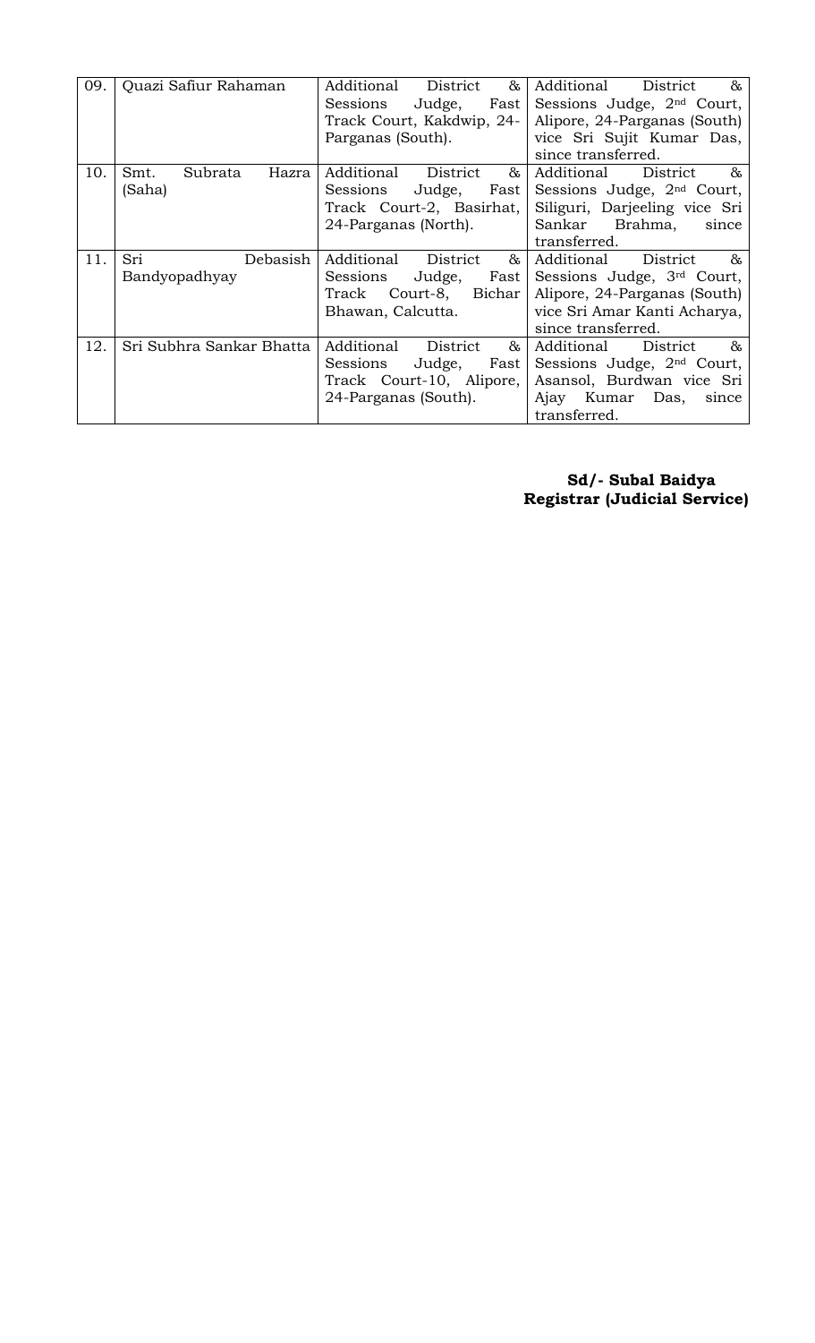| | | | |
|---|---|---|---|
| 09. | Quazi Safiur Rahaman | Additional District & Sessions Judge, Fast Track Court, Kakdwip, 24-Parganas (South). | Additional District & Sessions Judge, 2nd Court, Alipore, 24-Parganas (South) vice Sri Sujit Kumar Das, since transferred. |
| 10. | Smt. Subrata Hazra (Saha) | Additional District & Sessions Judge, Fast Track Court-2, Basirhat, 24-Parganas (North). | Additional District & Sessions Judge, 2nd Court, Siliguri, Darjeeling vice Sri Sankar Brahma, since transferred. |
| 11. | Sri Debasish Bandyopadhyay | Additional District & Sessions Judge, Fast Track Court-8, Bichar Bhawan, Calcutta. | Additional District & Sessions Judge, 3rd Court, Alipore, 24-Parganas (South) vice Sri Amar Kanti Acharya, since transferred. |
| 12. | Sri Subhra Sankar Bhatta | Additional District & Sessions Judge, Fast Track Court-10, Alipore, 24-Parganas (South). | Additional District & Sessions Judge, 2nd Court, Asansol, Burdwan vice Sri Ajay Kumar Das, since transferred. |

**Sd/- Subal Baidya**
**Registrar (Judicial Service)**